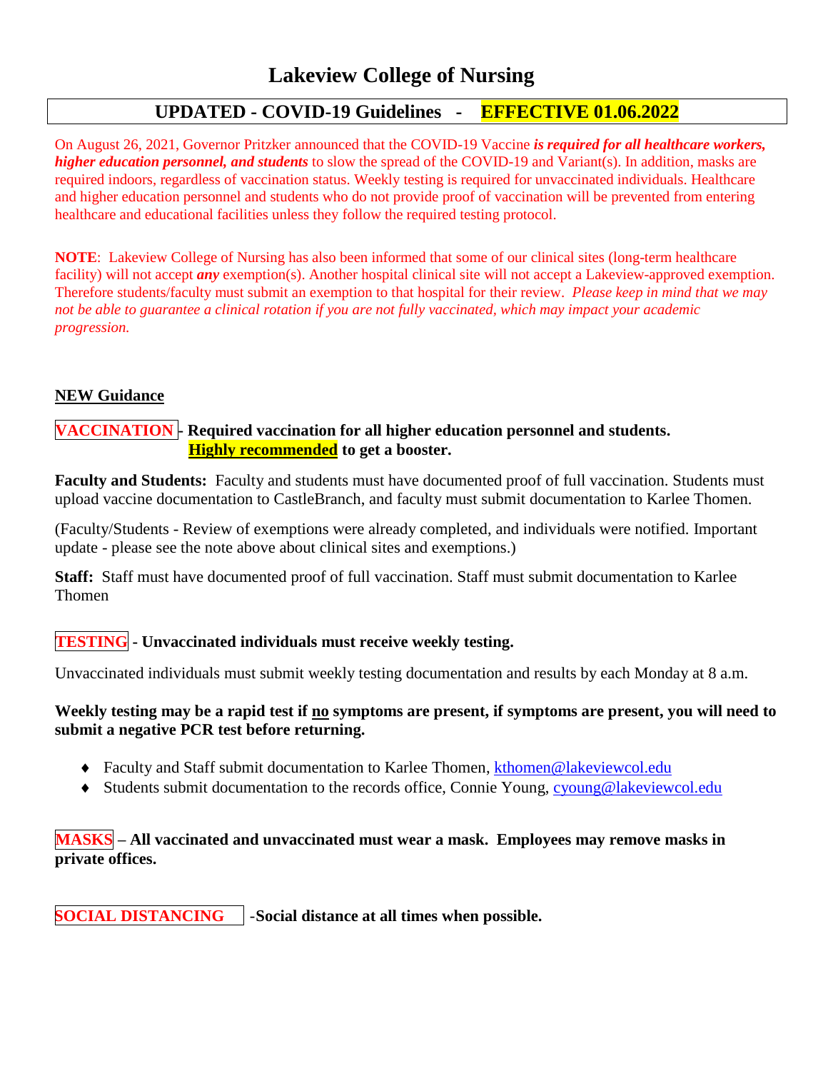# Lakeview College of Nursing

## UPDATED - COVID-19 Guidelines - EFFECTIVE 01.06.2022

On August 26, 2021, Governor Pritzker announced that the COVID-19 Vaccine ***is required for all healthcare workers, higher education personnel, and students*** to slow the spread of the COVID-19 and Variant(s). In addition, masks are required indoors, regardless of vaccination status. Weekly testing is required for unvaccinated individuals. Healthcare and higher education personnel and students who do not provide proof of vaccination will be prevented from entering healthcare and educational facilities unless they follow the required testing protocol.

**NOTE**: Lakeview College of Nursing has also been informed that some of our clinical sites (long-term healthcare facility) will not accept ***any*** exemption(s). Another hospital clinical site will not accept a Lakeview-approved exemption. Therefore students/faculty must submit an exemption to that hospital for their review. *Please keep in mind that we may not be able to guarantee a clinical rotation if you are not fully vaccinated, which may impact your academic progression.*

### NEW Guidance

**VACCINATION - Required vaccination for all higher education personnel and students.**
**Highly recommended to get a booster.**

**Faculty and Students:** Faculty and students must have documented proof of full vaccination. Students must upload vaccine documentation to CastleBranch, and faculty must submit documentation to Karlee Thomen.

(Faculty/Students - Review of exemptions were already completed, and individuals were notified. Important update - please see the note above about clinical sites and exemptions.)

**Staff:** Staff must have documented proof of full vaccination. Staff must submit documentation to Karlee Thomen

**TESTING - Unvaccinated individuals must receive weekly testing.**

Unvaccinated individuals must submit weekly testing documentation and results by each Monday at 8 a.m.

**Weekly testing may be a rapid test if no symptoms are present, if symptoms are present, you will need to submit a negative PCR test before returning.**

- Faculty and Staff submit documentation to Karlee Thomen, kthomen@lakeviewcol.edu
- Students submit documentation to the records office, Connie Young, cyoung@lakeviewcol.edu

**MASKS – All vaccinated and unvaccinated must wear a mask. Employees may remove masks in private offices.**

**SOCIAL DISTANCING -Social distance at all times when possible.**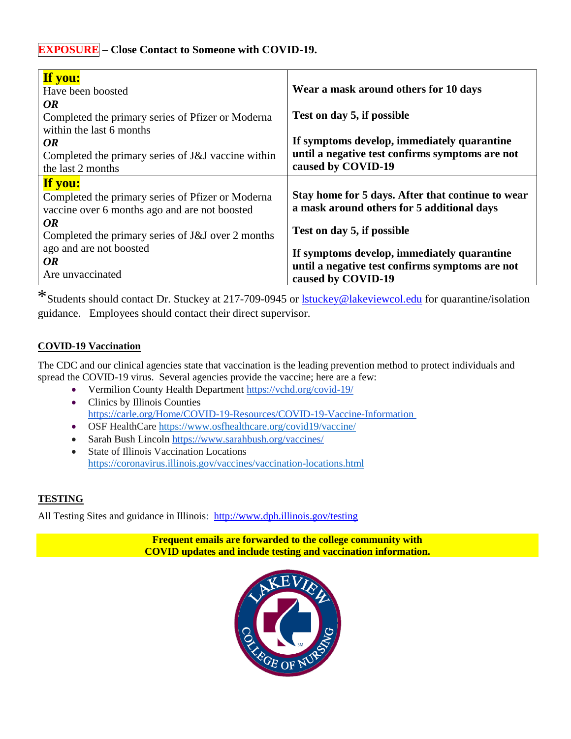**EXPOSURE – Close Contact to Someone with COVID-19.**

| **If you:** | |
|---|---|
| Have been boosted<br>***OR***<br>Completed the primary series of Pfizer or Moderna within the last 6 months<br>***OR***<br>Completed the primary series of J&J vaccine within the last 2 months | **Wear a mask around others for 10 days**<br><br>**Test on day 5, if possible**<br><br>**If symptoms develop, immediately quarantine until a negative test confirms symptoms are not caused by COVID-19** |
| **If you:**<br>Completed the primary series of Pfizer or Moderna vaccine over 6 months ago and are not boosted<br>***OR***<br>Completed the primary series of J&J over 2 months ago and are not boosted<br>***OR***<br>Are unvaccinated | **Stay home for 5 days. After that continue to wear a mask around others for 5 additional days**<br><br>**Test on day 5, if possible**<br><br>**If symptoms develop, immediately quarantine until a negative test confirms symptoms are not caused by COVID-19** |

*Students should contact Dr. Stuckey at 217-709-0945 or lstuckey@lakeviewcol.edu for quarantine/isolation guidance. Employees should contact their direct supervisor.

## COVID-19 Vaccination

The CDC and our clinical agencies state that vaccination is the leading prevention method to protect individuals and spread the COVID-19 virus. Several agencies provide the vaccine; here are a few:

- Vermilion County Health Department https://vchd.org/covid-19/
- Clinics by Illinois Counties https://carle.org/Home/COVID-19-Resources/COVID-19-Vaccine-Information
- OSF HealthCare https://www.osfhealthcare.org/covid19/vaccine/
- Sarah Bush Lincoln https://www.sarahbush.org/vaccines/
- State of Illinois Vaccination Locations https://coronavirus.illinois.gov/vaccines/vaccination-locations.html

## TESTING

All Testing Sites and guidance in Illinois: http://www.dph.illinois.gov/testing

**Frequent emails are forwarded to the college community with COVID updates and include testing and vaccination information.**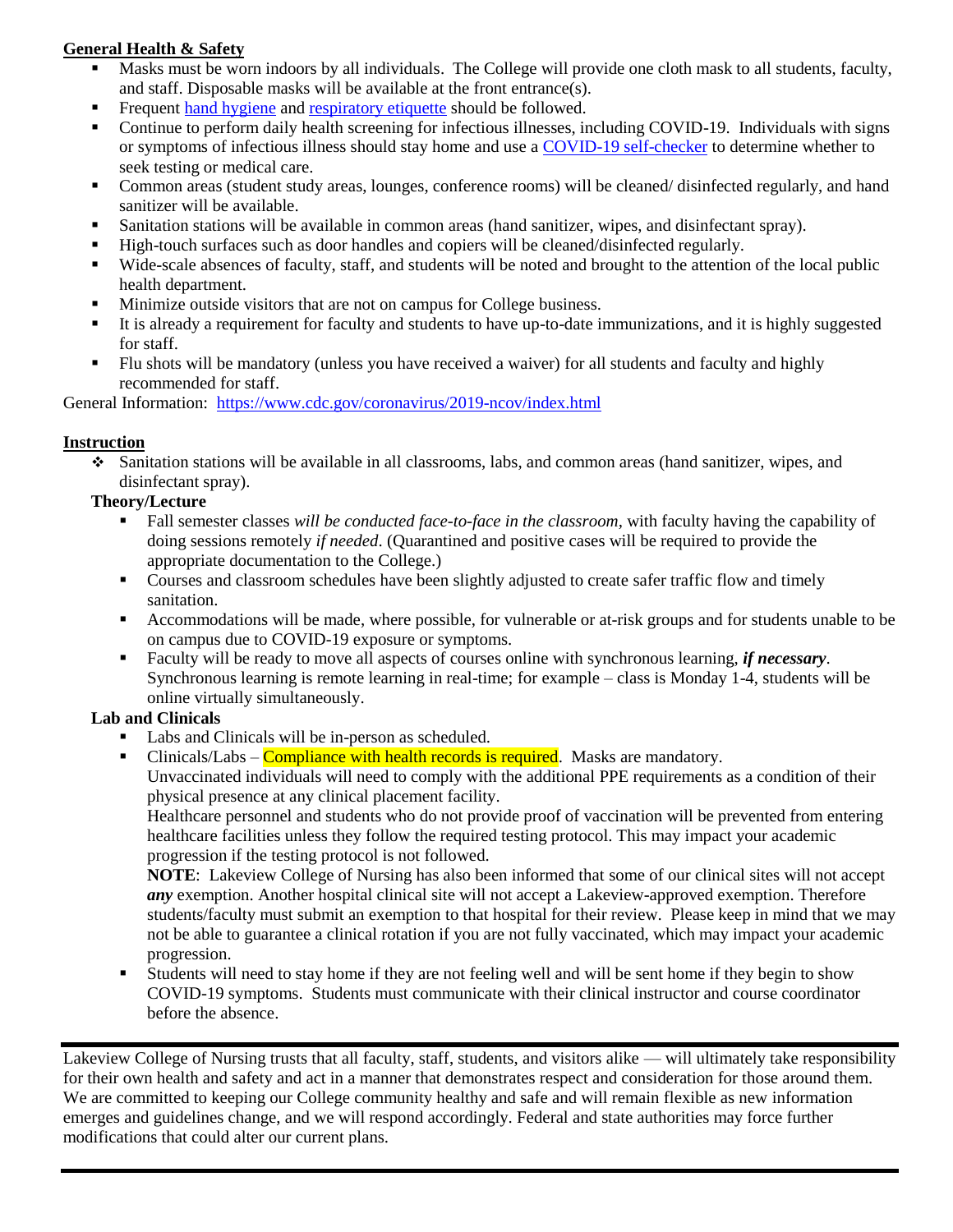**General Health & Safety**

- Masks must be worn indoors by all individuals. The College will provide one cloth mask to all students, faculty, and staff. Disposable masks will be available at the front entrance(s).
- Frequent hand hygiene and respiratory etiquette should be followed.
- Continue to perform daily health screening for infectious illnesses, including COVID-19. Individuals with signs or symptoms of infectious illness should stay home and use a COVID-19 self-checker to determine whether to seek testing or medical care.
- Common areas (student study areas, lounges, conference rooms) will be cleaned/ disinfected regularly, and hand sanitizer will be available.
- Sanitation stations will be available in common areas (hand sanitizer, wipes, and disinfectant spray).
- High-touch surfaces such as door handles and copiers will be cleaned/disinfected regularly.
- Wide-scale absences of faculty, staff, and students will be noted and brought to the attention of the local public health department.
- Minimize outside visitors that are not on campus for College business.
- It is already a requirement for faculty and students to have up-to-date immunizations, and it is highly suggested for staff.
- Flu shots will be mandatory (unless you have received a waiver) for all students and faculty and highly recommended for staff.

General Information: https://www.cdc.gov/coronavirus/2019-ncov/index.html

**Instruction**

- Sanitation stations will be available in all classrooms, labs, and common areas (hand sanitizer, wipes, and disinfectant spray).

**Theory/Lecture**

- Fall semester classes *will be conducted face-to-face in the classroom,* with faculty having the capability of doing sessions remotely *if needed*. (Quarantined and positive cases will be required to provide the appropriate documentation to the College.)
- Courses and classroom schedules have been slightly adjusted to create safer traffic flow and timely sanitation.
- Accommodations will be made, where possible, for vulnerable or at-risk groups and for students unable to be on campus due to COVID-19 exposure or symptoms.
- Faculty will be ready to move all aspects of courses online with synchronous learning, ***if necessary***. Synchronous learning is remote learning in real-time; for example – class is Monday 1-4, students will be online virtually simultaneously.

**Lab and Clinicals**

- Labs and Clinicals will be in-person as scheduled.
- Clinicals/Labs – Compliance with health records is required. Masks are mandatory.
  Unvaccinated individuals will need to comply with the additional PPE requirements as a condition of their physical presence at any clinical placement facility.
  Healthcare personnel and students who do not provide proof of vaccination will be prevented from entering healthcare facilities unless they follow the required testing protocol. This may impact your academic progression if the testing protocol is not followed.
  **NOTE**: Lakeview College of Nursing has also been informed that some of our clinical sites will not accept ***any*** exemption. Another hospital clinical site will not accept a Lakeview-approved exemption. Therefore students/faculty must submit an exemption to that hospital for their review. Please keep in mind that we may not be able to guarantee a clinical rotation if you are not fully vaccinated, which may impact your academic progression.
- Students will need to stay home if they are not feeling well and will be sent home if they begin to show COVID-19 symptoms. Students must communicate with their clinical instructor and course coordinator before the absence.

---

Lakeview College of Nursing trusts that all faculty, staff, students, and visitors alike — will ultimately take responsibility for their own health and safety and act in a manner that demonstrates respect and consideration for those around them. We are committed to keeping our College community healthy and safe and will remain flexible as new information emerges and guidelines change, and we will respond accordingly. Federal and state authorities may force further modifications that could alter our current plans.

---